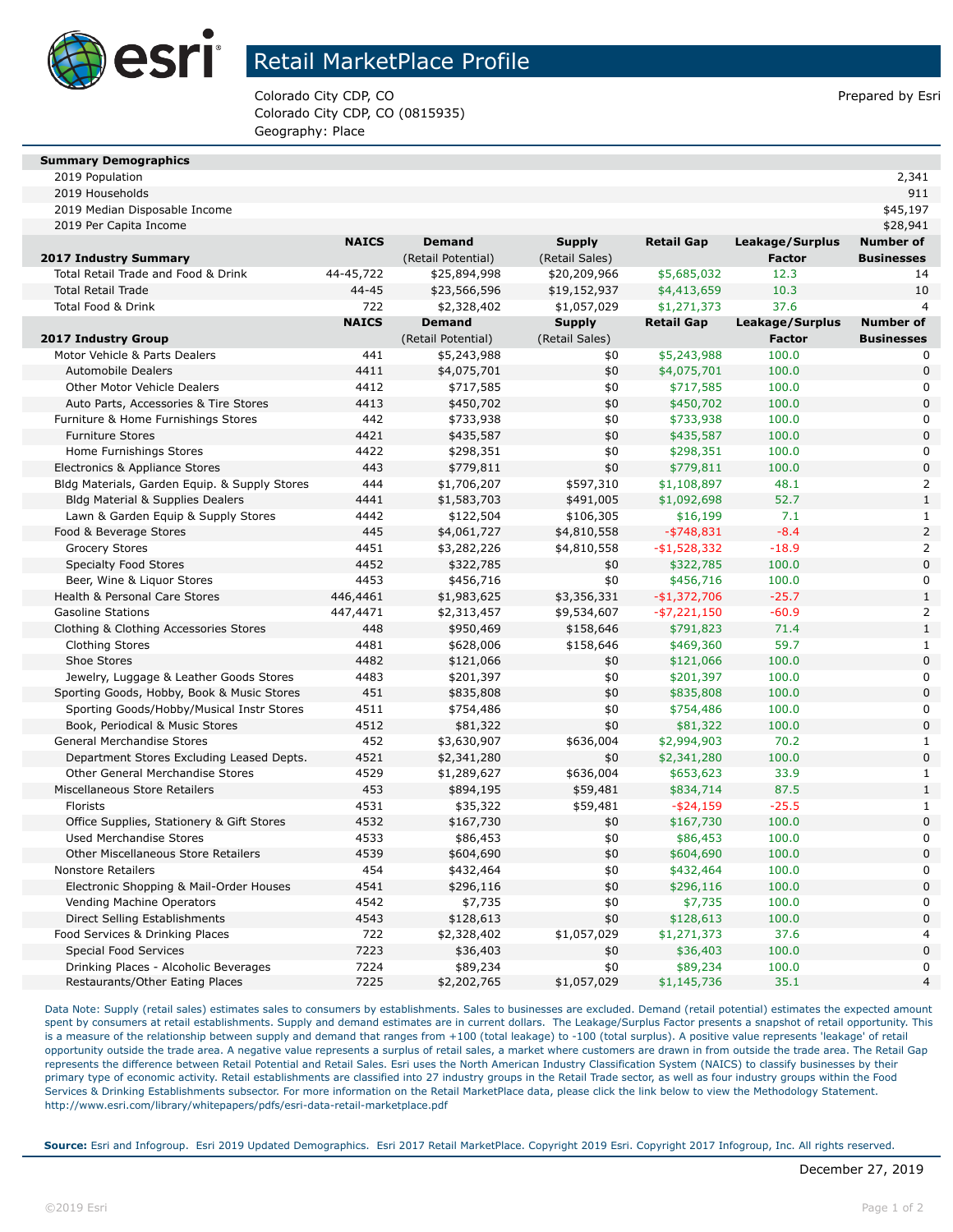# Retail MarketPlace Profile

Colorado City CDP, CO
Colorado City CDP, CO (0815935)
Geography: Place

Prepared by Esri

| Summary Demographics | |
|---|---|
| 2019 Population | 2,341 |
| 2019 Households | 911 |
| 2019 Median Disposable Income | $45,197 |
| 2019 Per Capita Income | $28,941 |

| 2017 Industry Summary | NAICS | Demand (Retail Potential) | Supply (Retail Sales) | Retail Gap | Leakage/Surplus Factor | Number of Businesses |
|---|---|---|---|---|---|---|
| Total Retail Trade and Food & Drink | 44-45,722 | $25,894,998 | $20,209,966 | $5,685,032 | 12.3 | 14 |
| Total Retail Trade | 44-45 | $23,566,596 | $19,152,937 | $4,413,659 | 10.3 | 10 |
| Total Food & Drink | 722 | $2,328,402 | $1,057,029 | $1,271,373 | 37.6 | 4 |

| 2017 Industry Group | NAICS | Demand (Retail Potential) | Supply (Retail Sales) | Retail Gap | Leakage/Surplus Factor | Number of Businesses |
|---|---|---|---|---|---|---|
| Motor Vehicle & Parts Dealers | 441 | $5,243,988 | $0 | $5,243,988 | 100.0 | 0 |
| Automobile Dealers | 4411 | $4,075,701 | $0 | $4,075,701 | 100.0 | 0 |
| Other Motor Vehicle Dealers | 4412 | $717,585 | $0 | $717,585 | 100.0 | 0 |
| Auto Parts, Accessories & Tire Stores | 4413 | $450,702 | $0 | $450,702 | 100.0 | 0 |
| Furniture & Home Furnishings Stores | 442 | $733,938 | $0 | $733,938 | 100.0 | 0 |
| Furniture Stores | 4421 | $435,587 | $0 | $435,587 | 100.0 | 0 |
| Home Furnishings Stores | 4422 | $298,351 | $0 | $298,351 | 100.0 | 0 |
| Electronics & Appliance Stores | 443 | $779,811 | $0 | $779,811 | 100.0 | 0 |
| Bldg Materials, Garden Equip. & Supply Stores | 444 | $1,706,207 | $597,310 | $1,108,897 | 48.1 | 2 |
| Bldg Material & Supplies Dealers | 4441 | $1,583,703 | $491,005 | $1,092,698 | 52.7 | 1 |
| Lawn & Garden Equip & Supply Stores | 4442 | $122,504 | $106,305 | $16,199 | 7.1 | 1 |
| Food & Beverage Stores | 445 | $4,061,727 | $4,810,558 | -$748,831 | -8.4 | 2 |
| Grocery Stores | 4451 | $3,282,226 | $4,810,558 | -$1,528,332 | -18.9 | 2 |
| Specialty Food Stores | 4452 | $322,785 | $0 | $322,785 | 100.0 | 0 |
| Beer, Wine & Liquor Stores | 4453 | $456,716 | $0 | $456,716 | 100.0 | 0 |
| Health & Personal Care Stores | 446,4461 | $1,983,625 | $3,356,331 | -$1,372,706 | -25.7 | 1 |
| Gasoline Stations | 447,4471 | $2,313,457 | $9,534,607 | -$7,221,150 | -60.9 | 2 |
| Clothing & Clothing Accessories Stores | 448 | $950,469 | $158,646 | $791,823 | 71.4 | 1 |
| Clothing Stores | 4481 | $628,006 | $158,646 | $469,360 | 59.7 | 1 |
| Shoe Stores | 4482 | $121,066 | $0 | $121,066 | 100.0 | 0 |
| Jewelry, Luggage & Leather Goods Stores | 4483 | $201,397 | $0 | $201,397 | 100.0 | 0 |
| Sporting Goods, Hobby, Book & Music Stores | 451 | $835,808 | $0 | $835,808 | 100.0 | 0 |
| Sporting Goods/Hobby/Musical Instr Stores | 4511 | $754,486 | $0 | $754,486 | 100.0 | 0 |
| Book, Periodical & Music Stores | 4512 | $81,322 | $0 | $81,322 | 100.0 | 0 |
| General Merchandise Stores | 452 | $3,630,907 | $636,004 | $2,994,903 | 70.2 | 1 |
| Department Stores Excluding Leased Depts. | 4521 | $2,341,280 | $0 | $2,341,280 | 100.0 | 0 |
| Other General Merchandise Stores | 4529 | $1,289,627 | $636,004 | $653,623 | 33.9 | 1 |
| Miscellaneous Store Retailers | 453 | $894,195 | $59,481 | $834,714 | 87.5 | 1 |
| Florists | 4531 | $35,322 | $59,481 | -$24,159 | -25.5 | 1 |
| Office Supplies, Stationery & Gift Stores | 4532 | $167,730 | $0 | $167,730 | 100.0 | 0 |
| Used Merchandise Stores | 4533 | $86,453 | $0 | $86,453 | 100.0 | 0 |
| Other Miscellaneous Store Retailers | 4539 | $604,690 | $0 | $604,690 | 100.0 | 0 |
| Nonstore Retailers | 454 | $432,464 | $0 | $432,464 | 100.0 | 0 |
| Electronic Shopping & Mail-Order Houses | 4541 | $296,116 | $0 | $296,116 | 100.0 | 0 |
| Vending Machine Operators | 4542 | $7,735 | $0 | $7,735 | 100.0 | 0 |
| Direct Selling Establishments | 4543 | $128,613 | $0 | $128,613 | 100.0 | 0 |
| Food Services & Drinking Places | 722 | $2,328,402 | $1,057,029 | $1,271,373 | 37.6 | 4 |
| Special Food Services | 7223 | $36,403 | $0 | $36,403 | 100.0 | 0 |
| Drinking Places - Alcoholic Beverages | 7224 | $89,234 | $0 | $89,234 | 100.0 | 0 |
| Restaurants/Other Eating Places | 7225 | $2,202,765 | $1,057,029 | $1,145,736 | 35.1 | 4 |

Data Note: Supply (retail sales) estimates sales to consumers by establishments. Sales to businesses are excluded. Demand (retail potential) estimates the expected amount spent by consumers at retail establishments. Supply and demand estimates are in current dollars. The Leakage/Surplus Factor presents a snapshot of retail opportunity. This is a measure of the relationship between supply and demand that ranges from +100 (total leakage) to -100 (total surplus). A positive value represents 'leakage' of retail opportunity outside the trade area. A negative value represents a surplus of retail sales, a market where customers are drawn in from outside the trade area. The Retail Gap represents the difference between Retail Potential and Retail Sales. Esri uses the North American Industry Classification System (NAICS) to classify businesses by their primary type of economic activity. Retail establishments are classified into 27 industry groups in the Retail Trade sector, as well as four industry groups within the Food Services & Drinking Establishments subsector. For more information on the Retail MarketPlace data, please click the link below to view the Methodology Statement.
http://www.esri.com/library/whitepapers/pdfs/esri-data-retail-marketplace.pdf

**Source:** Esri and Infogroup. Esri 2019 Updated Demographics. Esri 2017 Retail MarketPlace. Copyright 2019 Esri. Copyright 2017 Infogroup, Inc. All rights reserved.

December 27, 2019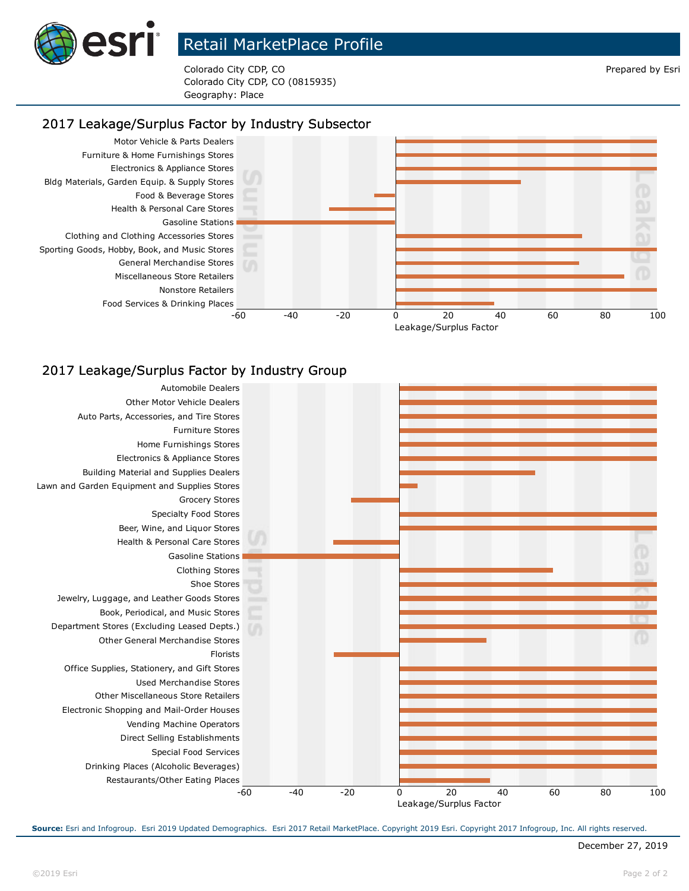# Retail MarketPlace Profile

Colorado City CDP, CO
Colorado City CDP, CO (0815935)
Geography: Place

Prepared by Esri

## 2017 Leakage/Surplus Factor by Industry Subsector

Motor Vehicle & Parts Dealers
Furniture & Home Furnishings Stores
Electronics & Appliance Stores
Bldg Materials, Garden Equip. & Supply Stores
Food & Beverage Stores
Health & Personal Care Stores
Gasoline Stations
Clothing and Clothing Accessories Stores
Sporting Goods, Hobby, Book, and Music Stores
General Merchandise Stores
Miscellaneous Store Retailers
Nonstore Retailers
Food Services & Drinking Places

Surplus
Leakage

-60 -40 -20 0 20 40 60 80 100

Leakage/Surplus Factor

## 2017 Leakage/Surplus Factor by Industry Group

Automobile Dealers
Other Motor Vehicle Dealers
Auto Parts, Accessories, and Tire Stores
Furniture Stores
Home Furnishings Stores
Electronics & Appliance Stores
Building Material and Supplies Dealers
Lawn and Garden Equipment and Supplies Stores
Grocery Stores
Specialty Food Stores
Beer, Wine, and Liquor Stores
Health & Personal Care Stores
Gasoline Stations
Clothing Stores
Shoe Stores
Jewelry, Luggage, and Leather Goods Stores
Book, Periodical, and Music Stores
Department Stores (Excluding Leased Depts.)
Other General Merchandise Stores
Florists
Office Supplies, Stationery, and Gift Stores
Used Merchandise Stores
Other Miscellaneous Store Retailers
Electronic Shopping and Mail-Order Houses
Vending Machine Operators
Direct Selling Establishments
Special Food Services
Drinking Places (Alcoholic Beverages)
Restaurants/Other Eating Places

Surplus
Leakage

-60 -40 -20 0 20 40 60 80 100

Leakage/Surplus Factor

**Source:** Esri and Infogroup. Esri 2019 Updated Demographics. Esri 2017 Retail MarketPlace. Copyright 2019 Esri. Copyright 2017 Infogroup, Inc. All rights reserved.

December 27, 2019